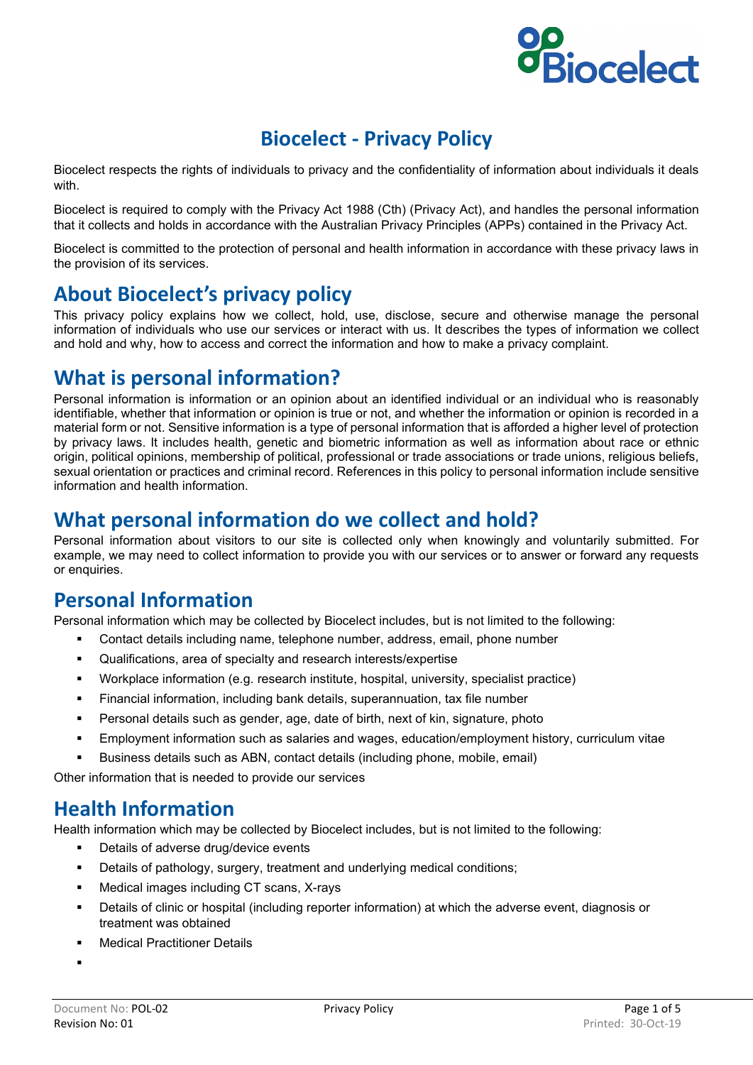# Biocelect - Privacy Policy

Biocelect respects the rights of individuals to privacy and the confidentiality of information about individuals it deals with.

Biocelect is required to comply with the Privacy Act 1988 (Cth) (Privacy Act), and handles the personal information that it collects and holds in accordance with the Australian Privacy Principles (APPs) contained in the Privacy Act.

Biocelect is committed to the protection of personal and health information in accordance with these privacy laws in the provision of its services.

## About Biocelect's privacy policy

This privacy policy explains how we collect, hold, use, disclose, secure and otherwise manage the personal information of individuals who use our services or interact with us. It describes the types of information we collect and hold and why, how to access and correct the information and how to make a privacy complaint.

## What is personal information?

Personal information is information or an opinion about an identified individual or an individual who is reasonably identifiable, whether that information or opinion is true or not, and whether the information or opinion is recorded in a material form or not. Sensitive information is a type of personal information that is afforded a higher level of protection by privacy laws. It includes health, genetic and biometric information as well as information about race or ethnic origin, political opinions, membership of political, professional or trade associations or trade unions, religious beliefs, sexual orientation or practices and criminal record. References in this policy to personal information include sensitive information and health information.

## What personal information do we collect and hold?

Personal information about visitors to our site is collected only when knowingly and voluntarily submitted. For example, we may need to collect information to provide you with our services or to answer or forward any requests or enquiries.

## Personal Information

Personal information which may be collected by Biocelect includes, but is not limited to the following:

- Contact details including name, telephone number, address, email, phone number
- Qualifications, area of specialty and research interests/expertise
- Workplace information (e.g. research institute, hospital, university, specialist practice)
- Financial information, including bank details, superannuation, tax file number
- Personal details such as gender, age, date of birth, next of kin, signature, photo
- Employment information such as salaries and wages, education/employment history, curriculum vitae
- Business details such as ABN, contact details (including phone, mobile, email)

Other information that is needed to provide our services

## Health Information

Health information which may be collected by Biocelect includes, but is not limited to the following:

- Details of adverse drug/device events
- Details of pathology, surgery, treatment and underlying medical conditions;
- Medical images including CT scans, X-rays
- Details of clinic or hospital (including reporter information) at which the adverse event, diagnosis or treatment was obtained
- Medical Practitioner Details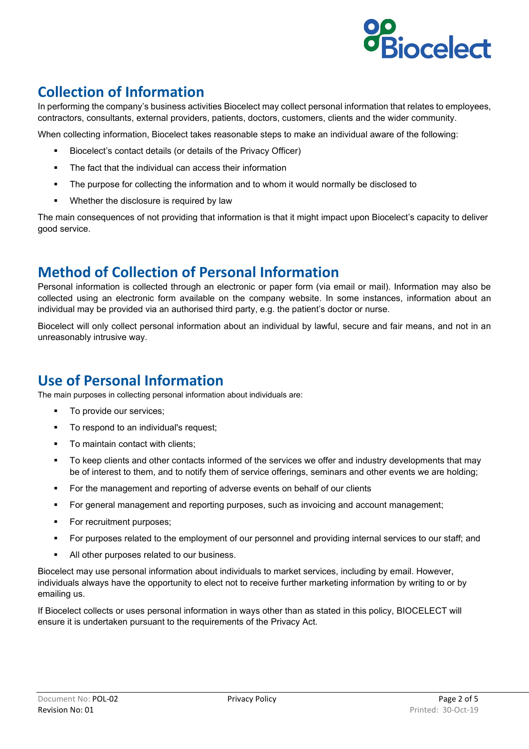## Collection of Information

In performing the company's business activities Biocelect may collect personal information that relates to employees, contractors, consultants, external providers, patients, doctors, customers, clients and the wider community.

When collecting information, Biocelect takes reasonable steps to make an individual aware of the following:

- Biocelect's contact details (or details of the Privacy Officer)
- The fact that the individual can access their information
- The purpose for collecting the information and to whom it would normally be disclosed to
- Whether the disclosure is required by law

The main consequences of not providing that information is that it might impact upon Biocelect's capacity to deliver good service.

## Method of Collection of Personal Information

Personal information is collected through an electronic or paper form (via email or mail). Information may also be collected using an electronic form available on the company website. In some instances, information about an individual may be provided via an authorised third party, e.g. the patient's doctor or nurse.

Biocelect will only collect personal information about an individual by lawful, secure and fair means, and not in an unreasonably intrusive way.

## Use of Personal Information

The main purposes in collecting personal information about individuals are:

- To provide our services;
- To respond to an individual's request;
- To maintain contact with clients;
- To keep clients and other contacts informed of the services we offer and industry developments that may be of interest to them, and to notify them of service offerings, seminars and other events we are holding;
- For the management and reporting of adverse events on behalf of our clients
- For general management and reporting purposes, such as invoicing and account management;
- For recruitment purposes;
- For purposes related to the employment of our personnel and providing internal services to our staff; and
- All other purposes related to our business.

Biocelect may use personal information about individuals to market services, including by email. However, individuals always have the opportunity to elect not to receive further marketing information by writing to or by emailing us.

If Biocelect collects or uses personal information in ways other than as stated in this policy, BIOCELECT will ensure it is undertaken pursuant to the requirements of the Privacy Act.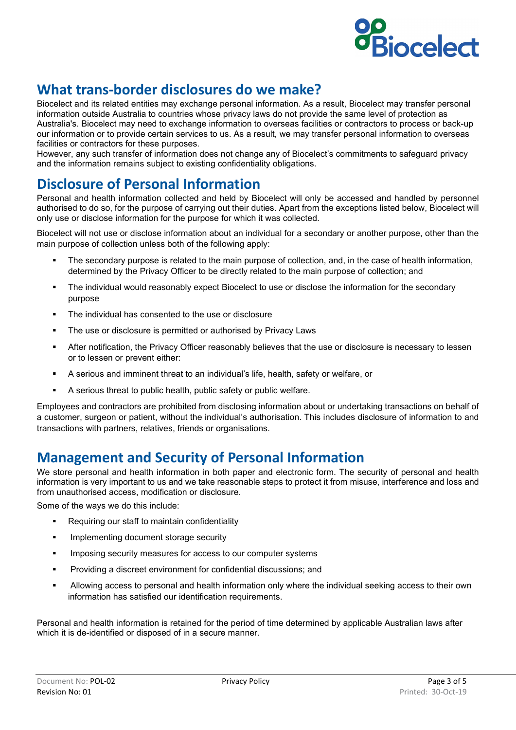## What trans-border disclosures do we make?

Biocelect and its related entities may exchange personal information. As a result, Biocelect may transfer personal information outside Australia to countries whose privacy laws do not provide the same level of protection as Australia's. Biocelect may need to exchange information to overseas facilities or contractors to process or back-up our information or to provide certain services to us. As a result, we may transfer personal information to overseas facilities or contractors for these purposes.

However, any such transfer of information does not change any of Biocelect's commitments to safeguard privacy and the information remains subject to existing confidentiality obligations.

## Disclosure of Personal Information

Personal and health information collected and held by Biocelect will only be accessed and handled by personnel authorised to do so, for the purpose of carrying out their duties. Apart from the exceptions listed below, Biocelect will only use or disclose information for the purpose for which it was collected.

Biocelect will not use or disclose information about an individual for a secondary or another purpose, other than the main purpose of collection unless both of the following apply:

- The secondary purpose is related to the main purpose of collection, and, in the case of health information, determined by the Privacy Officer to be directly related to the main purpose of collection; and
- The individual would reasonably expect Biocelect to use or disclose the information for the secondary purpose
- The individual has consented to the use or disclosure
- The use or disclosure is permitted or authorised by Privacy Laws
- After notification, the Privacy Officer reasonably believes that the use or disclosure is necessary to lessen or to lessen or prevent either:
- A serious and imminent threat to an individual's life, health, safety or welfare, or
- A serious threat to public health, public safety or public welfare.

Employees and contractors are prohibited from disclosing information about or undertaking transactions on behalf of a customer, surgeon or patient, without the individual's authorisation. This includes disclosure of information to and transactions with partners, relatives, friends or organisations.

## Management and Security of Personal Information

We store personal and health information in both paper and electronic form. The security of personal and health information is very important to us and we take reasonable steps to protect it from misuse, interference and loss and from unauthorised access, modification or disclosure.

Some of the ways we do this include:

- Requiring our staff to maintain confidentiality
- Implementing document storage security
- Imposing security measures for access to our computer systems
- Providing a discreet environment for confidential discussions; and
- Allowing access to personal and health information only where the individual seeking access to their own information has satisfied our identification requirements.

Personal and health information is retained for the period of time determined by applicable Australian laws after which it is de-identified or disposed of in a secure manner.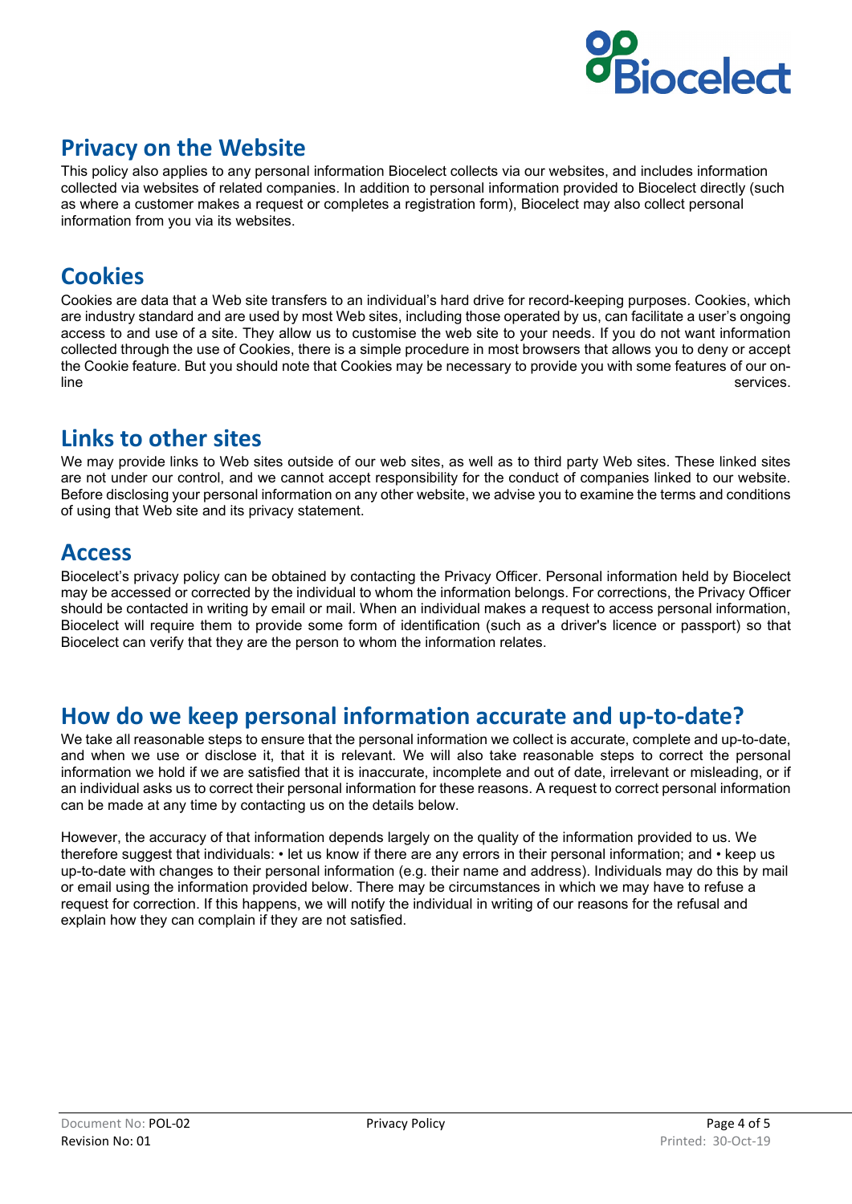## Privacy on the Website

This policy also applies to any personal information Biocelect collects via our websites, and includes information collected via websites of related companies. In addition to personal information provided to Biocelect directly (such as where a customer makes a request or completes a registration form), Biocelect may also collect personal information from you via its websites.

## Cookies

Cookies are data that a Web site transfers to an individual's hard drive for record-keeping purposes. Cookies, which are industry standard and are used by most Web sites, including those operated by us, can facilitate a user's ongoing access to and use of a site. They allow us to customise the web site to your needs. If you do not want information collected through the use of Cookies, there is a simple procedure in most browsers that allows you to deny or accept the Cookie feature. But you should note that Cookies may be necessary to provide you with some features of our on-line services.

## Links to other sites

We may provide links to Web sites outside of our web sites, as well as to third party Web sites. These linked sites are not under our control, and we cannot accept responsibility for the conduct of companies linked to our website. Before disclosing your personal information on any other website, we advise you to examine the terms and conditions of using that Web site and its privacy statement.

## Access

Biocelect's privacy policy can be obtained by contacting the Privacy Officer. Personal information held by Biocelect may be accessed or corrected by the individual to whom the information belongs. For corrections, the Privacy Officer should be contacted in writing by email or mail. When an individual makes a request to access personal information, Biocelect will require them to provide some form of identification (such as a driver's licence or passport) so that Biocelect can verify that they are the person to whom the information relates.

## How do we keep personal information accurate and up-to-date?

We take all reasonable steps to ensure that the personal information we collect is accurate, complete and up-to-date, and when we use or disclose it, that it is relevant. We will also take reasonable steps to correct the personal information we hold if we are satisfied that it is inaccurate, incomplete and out of date, irrelevant or misleading, or if an individual asks us to correct their personal information for these reasons. A request to correct personal information can be made at any time by contacting us on the details below.

However, the accuracy of that information depends largely on the quality of the information provided to us. We therefore suggest that individuals: • let us know if there are any errors in their personal information; and • keep us up-to-date with changes to their personal information (e.g. their name and address). Individuals may do this by mail or email using the information provided below. There may be circumstances in which we may have to refuse a request for correction. If this happens, we will notify the individual in writing of our reasons for the refusal and explain how they can complain if they are not satisfied.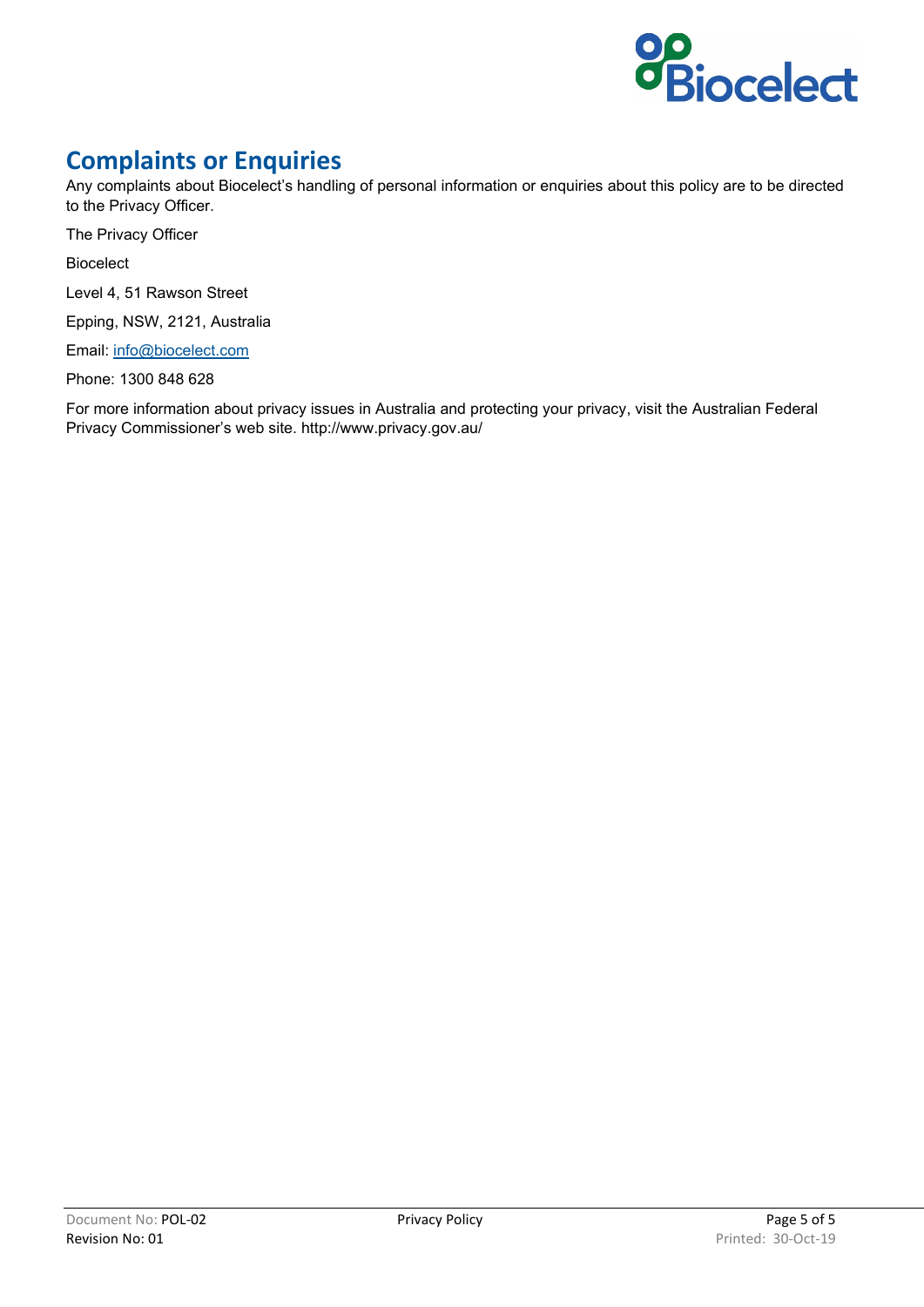## Complaints or Enquiries

Any complaints about Biocelect's handling of personal information or enquiries about this policy are to be directed to the Privacy Officer.

The Privacy Officer

Biocelect

Level 4, 51 Rawson Street

Epping, NSW, 2121, Australia

Email: info@biocelect.com

Phone: 1300 848 628

For more information about privacy issues in Australia and protecting your privacy, visit the Australian Federal Privacy Commissioner's web site. http://www.privacy.gov.au/